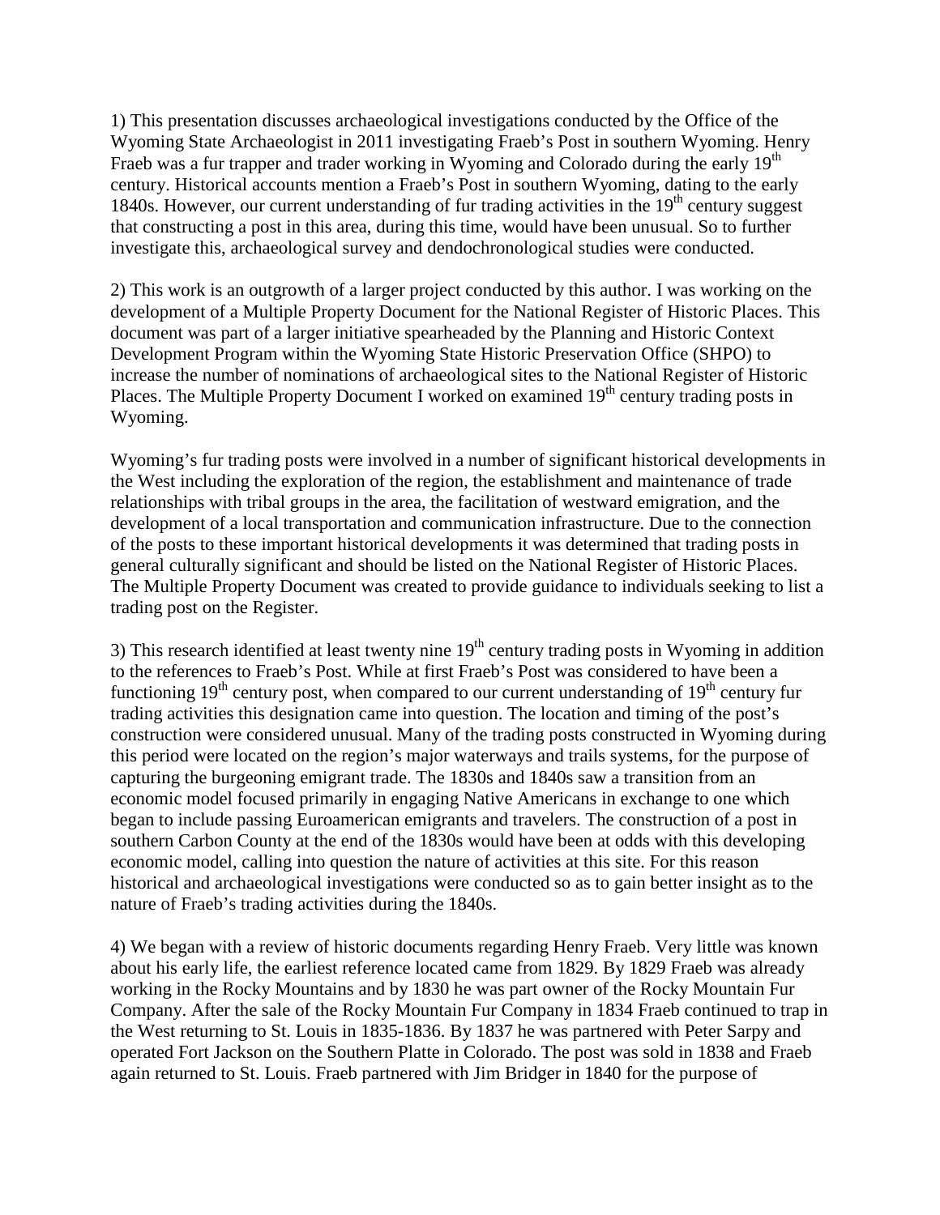1) This presentation discusses archaeological investigations conducted by the Office of the Wyoming State Archaeologist in 2011 investigating Fraeb's Post in southern Wyoming. Henry Fraeb was a fur trapper and trader working in Wyoming and Colorado during the early 19th century. Historical accounts mention a Fraeb's Post in southern Wyoming, dating to the early 1840s. However, our current understanding of fur trading activities in the 19th century suggest that constructing a post in this area, during this time, would have been unusual. So to further investigate this, archaeological survey and dendochronological studies were conducted.

2) This work is an outgrowth of a larger project conducted by this author. I was working on the development of a Multiple Property Document for the National Register of Historic Places. This document was part of a larger initiative spearheaded by the Planning and Historic Context Development Program within the Wyoming State Historic Preservation Office (SHPO) to increase the number of nominations of archaeological sites to the National Register of Historic Places. The Multiple Property Document I worked on examined 19th century trading posts in Wyoming.

Wyoming's fur trading posts were involved in a number of significant historical developments in the West including the exploration of the region, the establishment and maintenance of trade relationships with tribal groups in the area, the facilitation of westward emigration, and the development of a local transportation and communication infrastructure. Due to the connection of the posts to these important historical developments it was determined that trading posts in general culturally significant and should be listed on the National Register of Historic Places. The Multiple Property Document was created to provide guidance to individuals seeking to list a trading post on the Register.

3) This research identified at least twenty nine 19th century trading posts in Wyoming in addition to the references to Fraeb's Post. While at first Fraeb's Post was considered to have been a functioning 19th century post, when compared to our current understanding of 19th century fur trading activities this designation came into question. The location and timing of the post's construction were considered unusual. Many of the trading posts constructed in Wyoming during this period were located on the region's major waterways and trails systems, for the purpose of capturing the burgeoning emigrant trade. The 1830s and 1840s saw a transition from an economic model focused primarily in engaging Native Americans in exchange to one which began to include passing Euroamerican emigrants and travelers. The construction of a post in southern Carbon County at the end of the 1830s would have been at odds with this developing economic model, calling into question the nature of activities at this site. For this reason historical and archaeological investigations were conducted so as to gain better insight as to the nature of Fraeb's trading activities during the 1840s.

4) We began with a review of historic documents regarding Henry Fraeb. Very little was known about his early life, the earliest reference located came from 1829. By 1829 Fraeb was already working in the Rocky Mountains and by 1830 he was part owner of the Rocky Mountain Fur Company. After the sale of the Rocky Mountain Fur Company in 1834 Fraeb continued to trap in the West returning to St. Louis in 1835-1836. By 1837 he was partnered with Peter Sarpy and operated Fort Jackson on the Southern Platte in Colorado. The post was sold in 1838 and Fraeb again returned to St. Louis. Fraeb partnered with Jim Bridger in 1840 for the purpose of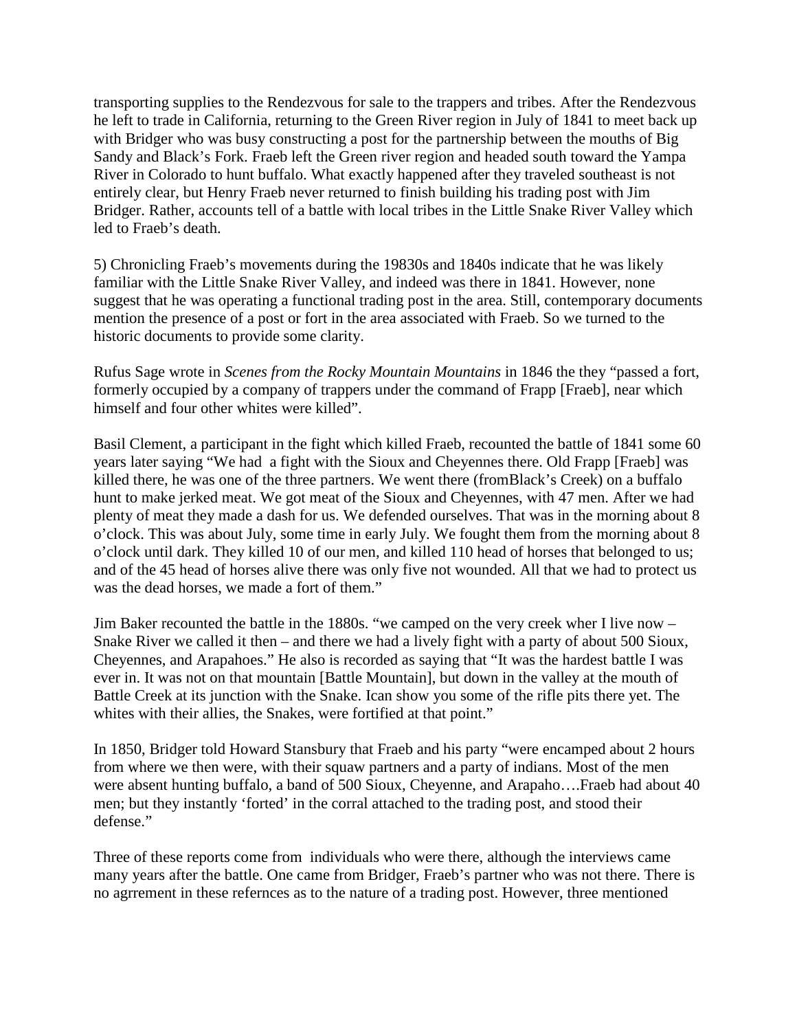transporting supplies to the Rendezvous for sale to the trappers and tribes. After the Rendezvous he left to trade in California, returning to the Green River region in July of 1841 to meet back up with Bridger who was busy constructing a post for the partnership between the mouths of Big Sandy and Black's Fork. Fraeb left the Green river region and headed south toward the Yampa River in Colorado to hunt buffalo. What exactly happened after they traveled southeast is not entirely clear, but Henry Fraeb never returned to finish building his trading post with Jim Bridger. Rather, accounts tell of a battle with local tribes in the Little Snake River Valley which led to Fraeb's death.

5) Chronicling Fraeb's movements during the 19830s and 1840s indicate that he was likely familiar with the Little Snake River Valley, and indeed was there in 1841. However, none suggest that he was operating a functional trading post in the area. Still, contemporary documents mention the presence of a post or fort in the area associated with Fraeb. So we turned to the historic documents to provide some clarity.

Rufus Sage wrote in *Scenes from the Rocky Mountain Mountains* in 1846 the they "passed a fort, formerly occupied by a company of trappers under the command of Frapp [Fraeb], near which himself and four other whites were killed".

Basil Clement, a participant in the fight which killed Fraeb, recounted the battle of 1841 some 60 years later saying "We had  a fight with the Sioux and Cheyennes there. Old Frapp [Fraeb] was killed there, he was one of the three partners. We went there (fromBlack's Creek) on a buffalo hunt to make jerked meat. We got meat of the Sioux and Cheyennes, with 47 men. After we had plenty of meat they made a dash for us. We defended ourselves. That was in the morning about 8 o'clock. This was about July, some time in early July. We fought them from the morning about 8 o'clock until dark. They killed 10 of our men, and killed 110 head of horses that belonged to us; and of the 45 head of horses alive there was only five not wounded. All that we had to protect us was the dead horses, we made a fort of them."

Jim Baker recounted the battle in the 1880s. "we camped on the very creek wher I live now – Snake River we called it then – and there we had a lively fight with a party of about 500 Sioux, Cheyennes, and Arapahoes." He also is recorded as saying that "It was the hardest battle I was ever in. It was not on that mountain [Battle Mountain], but down in the valley at the mouth of Battle Creek at its junction with the Snake. Ican show you some of the rifle pits there yet. The whites with their allies, the Snakes, were fortified at that point."

In 1850, Bridger told Howard Stansbury that Fraeb and his party "were encamped about 2 hours from where we then were, with their squaw partners and a party of indians. Most of the men were absent hunting buffalo, a band of 500 Sioux, Cheyenne, and Arapaho….Fraeb had about 40 men; but they instantly 'forted' in the corral attached to the trading post, and stood their defense."

Three of these reports come from  individuals who were there, although the interviews came many years after the battle. One came from Bridger, Fraeb's partner who was not there. There is no agrrement in these refernces as to the nature of a trading post. However, three mentioned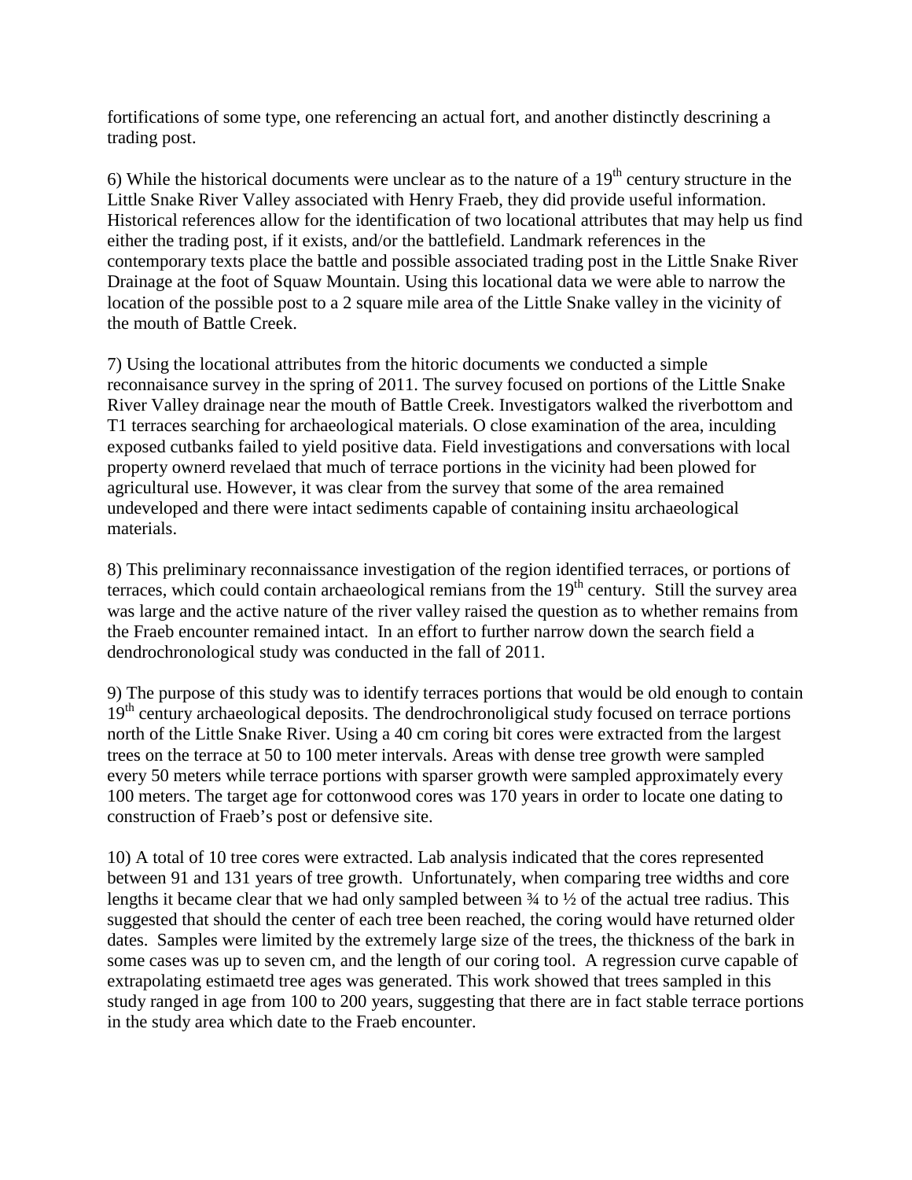fortifications of some type, one referencing an actual fort, and another distinctly descrining a trading post.

6) While the historical documents were unclear as to the nature of a 19th century structure in the Little Snake River Valley associated with Henry Fraeb, they did provide useful information. Historical references allow for the identification of two locational attributes that may help us find either the trading post, if it exists, and/or the battlefield. Landmark references in the contemporary texts place the battle and possible associated trading post in the Little Snake River Drainage at the foot of Squaw Mountain. Using this locational data we were able to narrow the location of the possible post to a 2 square mile area of the Little Snake valley in the vicinity of the mouth of Battle Creek.

7) Using the locational attributes from the hitoric documents we conducted a simple reconnaisance survey in the spring of 2011. The survey focused on portions of the Little Snake River Valley drainage near the mouth of Battle Creek. Investigators walked the riverbottom and T1 terraces searching for archaeological materials. O close examination of the area, inculding exposed cutbanks failed to yield positive data. Field investigations and conversations with local property ownerd revelaed that much of terrace portions in the vicinity had been plowed for agricultural use. However, it was clear from the survey that some of the area remained undeveloped and there were intact sediments capable of containing insitu archaeological materials.

8) This preliminary reconnaissance investigation of the region identified terraces, or portions of terraces, which could contain archaeological remians from the 19th century. Still the survey area was large and the active nature of the river valley raised the question as to whether remains from the Fraeb encounter remained intact. In an effort to further narrow down the search field a dendrochronological study was conducted in the fall of 2011.

9) The purpose of this study was to identify terraces portions that would be old enough to contain 19th century archaeological deposits. The dendrochronoligical study focused on terrace portions north of the Little Snake River. Using a 40 cm coring bit cores were extracted from the largest trees on the terrace at 50 to 100 meter intervals. Areas with dense tree growth were sampled every 50 meters while terrace portions with sparser growth were sampled approximately every 100 meters. The target age for cottonwood cores was 170 years in order to locate one dating to construction of Fraeb's post or defensive site.

10) A total of 10 tree cores were extracted. Lab analysis indicated that the cores represented between 91 and 131 years of tree growth. Unfortunately, when comparing tree widths and core lengths it became clear that we had only sampled between ¾ to ½ of the actual tree radius. This suggested that should the center of each tree been reached, the coring would have returned older dates. Samples were limited by the extremely large size of the trees, the thickness of the bark in some cases was up to seven cm, and the length of our coring tool. A regression curve capable of extrapolating estimaetd tree ages was generated. This work showed that trees sampled in this study ranged in age from 100 to 200 years, suggesting that there are in fact stable terrace portions in the study area which date to the Fraeb encounter.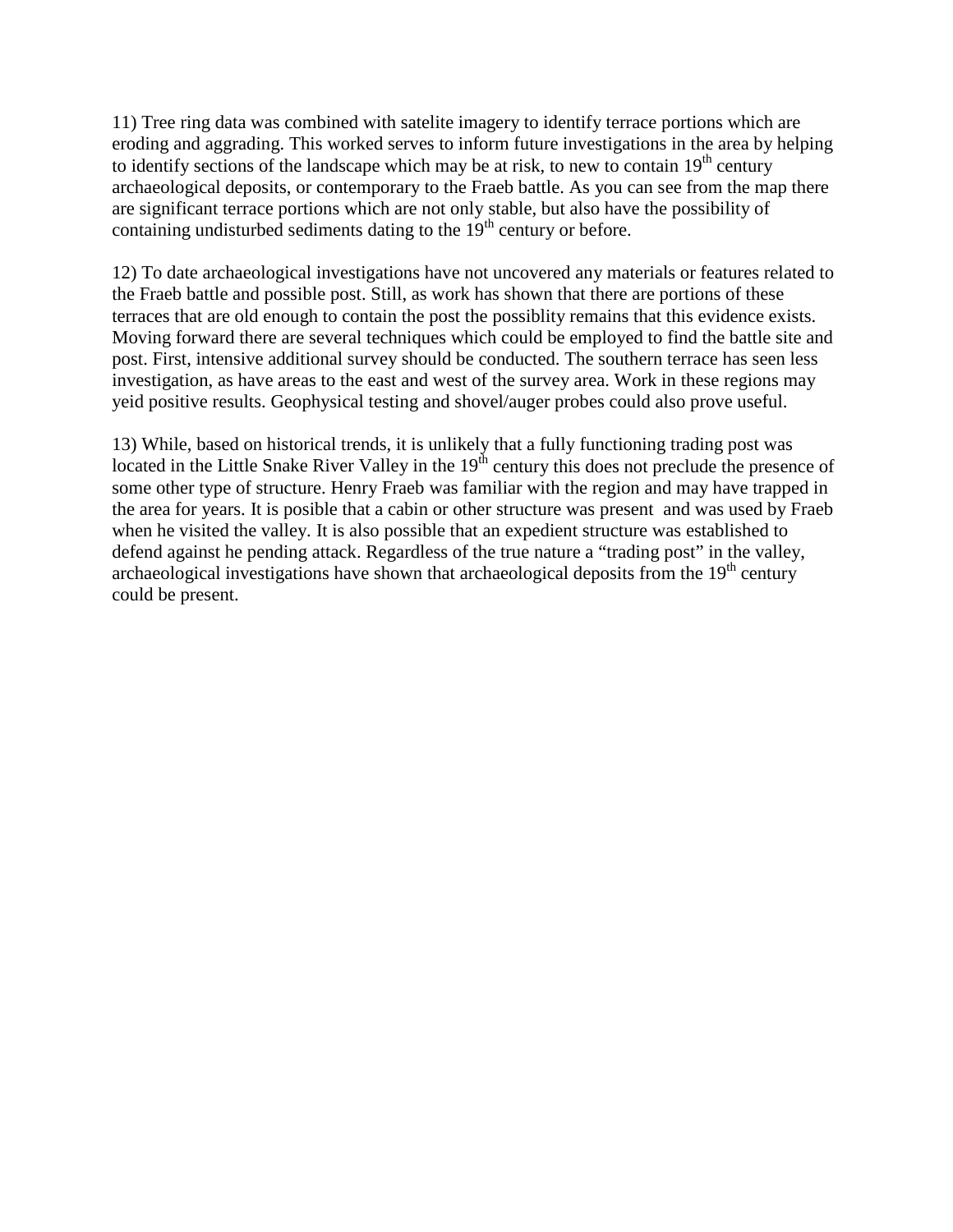11) Tree ring data was combined with satelite imagery to identify terrace portions which are eroding and aggrading. This worked serves to inform future investigations in the area by helping to identify sections of the landscape which may be at risk, to new to contain 19th century archaeological deposits, or contemporary to the Fraeb battle. As you can see from the map there are significant terrace portions which are not only stable, but also have the possibility of containing undisturbed sediments dating to the 19th century or before.

12) To date archaeological investigations have not uncovered any materials or features related to the Fraeb battle and possible post. Still, as work has shown that there are portions of these terraces that are old enough to contain the post the possiblity remains that this evidence exists. Moving forward there are several techniques which could be employed to find the battle site and post. First, intensive additional survey should be conducted. The southern terrace has seen less investigation, as have areas to the east and west of the survey area. Work in these regions may yeid positive results. Geophysical testing and shovel/auger probes could also prove useful.

13) While, based on historical trends, it is unlikely that a fully functioning trading post was located in the Little Snake River Valley in the 19th century this does not preclude the presence of some other type of structure. Henry Fraeb was familiar with the region and may have trapped in the area for years. It is posible that a cabin or other structure was present and was used by Fraeb when he visited the valley. It is also possible that an expedient structure was established to defend against he pending attack. Regardless of the true nature a "trading post" in the valley, archaeological investigations have shown that archaeological deposits from the 19th century could be present.